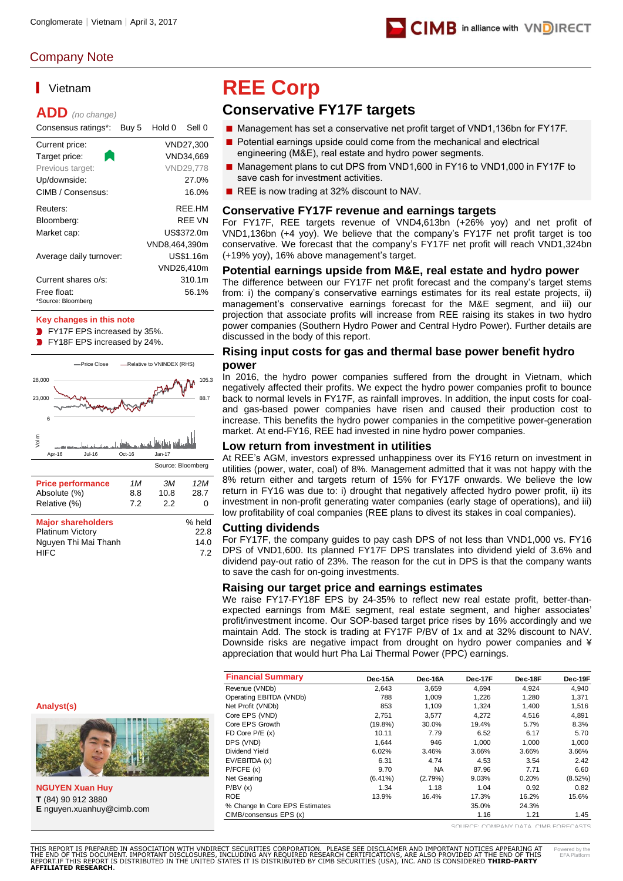Conglomerate | Vietnam | April 3, 2017

Company Note

## Vietnam

**ADD** *(no change)*

| Consensus ratings*: | Buy 5 | Hold 0 | Sell 0 |
|---|---|---|---|

| | |
|---|---|
| Current price: | VND27,300 |
| Target price: | VND34,669 |
| Previous target: | VND29,778 |
| Up/downside: | 27.0% |
| CIMB / Consensus: | 16.0% |
| Reuters: | REE.HM |
| Bloomberg: | REE VN |
| Market cap: | US$372.0m |
| | VND8,464,390m |
| Average daily turnover: | US$1.16m |
| | VND26,410m |
| Current shares o/s: | 310.1m |
| Free float: | 56.1% |

*Source: Bloomberg

**Key changes in this note**

- FY17F EPS increased by 35%.
- FY18F EPS increased by 24%.

Source: Bloomberg

| Price performance | 1M | 3M | 12M |
|---|---|---|---|
| Absolute (%) | 8.8 | 10.8 | 28.7 |
| Relative (%) | 7.2 | 2.2 | 0 |

| Major shareholders | % held |
|---|---|
| Platinum Victory | 22.8 |
| Nguyen Thi Mai Thanh | 14.0 |
| HIFC | 7.2 |

**Analyst(s)**

**NGUYEN Xuan Huy**
**T** (84) 90 912 3880
**E** nguyen.xuanhuy@cimb.com

# REE Corp

## Conservative FY17F targets

- Management has set a conservative net profit target of VND1,136bn for FY17F.
- Potential earnings upside could come from the mechanical and electrical engineering (M&E), real estate and hydro power segments.
- Management plans to cut DPS from VND1,600 in FY16 to VND1,000 in FY17F to save cash for investment activities.
- REE is now trading at 32% discount to NAV.

### Conservative FY17F revenue and earnings targets

For FY17F, REE targets revenue of VND4,613bn (+26% yoy) and net profit of VND1,136bn (+4 yoy). We believe that the company's FY17F net profit target is too conservative. We forecast that the company's FY17F net profit will reach VND1,324bn (+19% yoy), 16% above management's target.

### Potential earnings upside from M&E, real estate and hydro power

The difference between our FY17F net profit forecast and the company's target stems from: i) the company's conservative earnings estimates for its real estate projects, ii) management's conservative earnings forecast for the M&E segment, and iii) our projection that associate profits will increase from REE raising its stakes in two hydro power companies (Southern Hydro Power and Central Hydro Power). Further details are discussed in the body of this report.

### Rising input costs for gas and thermal base power benefit hydro power

In 2016, the hydro power companies suffered from the drought in Vietnam, which negatively affected their profits. We expect the hydro power companies profit to bounce back to normal levels in FY17F, as rainfall improves. In addition, the input costs for coal- and gas-based power companies have risen and caused their production cost to increase. This benefits the hydro power companies in the competitive power-generation market. At end-FY16, REE had invested in nine hydro power companies.

### Low return from investment in utilities

At REE's AGM, investors expressed unhappiness over its FY16 return on investment in utilities (power, water, coal) of 8%. Management admitted that it was not happy with the 8% return either and targets return of 15% for FY17F onwards. We believe the low return in FY16 was due to: i) drought that negatively affected hydro power profit, ii) its investment in non-profit generating water companies (early stage of operations), and iii) low profitability of coal companies (REE plans to divest its stakes in coal companies).

### Cutting dividends

For FY17F, the company guides to pay cash DPS of not less than VND1,000 vs. FY16 DPS of VND1,600. Its planned FY17F DPS translates into dividend yield of 3.6% and dividend pay-out ratio of 23%. The reason for the cut in DPS is that the company wants to save the cash for on-going investments.

### Raising our target price and earnings estimates

We raise FY17-FY18F EPS by 24-35% to reflect new real estate profit, better-than-expected earnings from M&E segment, real estate segment, and higher associates' profit/investment income. Our SOP-based target price rises by 16% accordingly and we maintain Add. The stock is trading at FY17F P/BV of 1x and at 32% discount to NAV. Downside risks are negative impact from drought on hydro power companies and ¥ appreciation that would hurt Pha Lai Thermal Power (PPC) earnings.

| Financial Summary | Dec-15A | Dec-16A | Dec-17F | Dec-18F | Dec-19F |
|---|---|---|---|---|---|
| Revenue (VNDb) | 2,643 | 3,659 | 4,694 | 4,924 | 4,940 |
| Operating EBITDA (VNDb) | 788 | 1,009 | 1,226 | 1,280 | 1,371 |
| Net Profit (VNDb) | 853 | 1,109 | 1,324 | 1,400 | 1,516 |
| Core EPS (VND) | 2,751 | 3,577 | 4,272 | 4,516 | 4,891 |
| Core EPS Growth | (19.8%) | 30.0% | 19.4% | 5.7% | 8.3% |
| FD Core P/E (x) | 10.11 | 7.79 | 6.52 | 6.17 | 5.70 |
| DPS (VND) | 1,644 | 946 | 1,000 | 1,000 | 1,000 |
| Dividend Yield | 6.02% | 3.46% | 3.66% | 3.66% | 3.66% |
| EV/EBITDA (x) | 6.31 | 4.74 | 4.53 | 3.54 | 2.42 |
| P/FCFE (x) | 9.70 | NA | 87.96 | 7.71 | 6.60 |
| Net Gearing | (6.41%) | (2.79%) | 9.03% | 0.20% | (8.52%) |
| P/BV (x) | 1.34 | 1.18 | 1.04 | 0.92 | 0.82 |
| ROE | 13.9% | 16.4% | 17.3% | 16.2% | 15.6% |
| % Change In Core EPS Estimates | | | 35.0% | 24.3% | |
| CIMB/consensus EPS (x) | | | 1.16 | 1.21 | 1.45 |

SOURCE: COMPANY DATA, CIMB FORECASTS

THIS REPORT IS PREPARED IN ASSOCIATION WITH VNDIRECT SECURITIES CORPORATION. PLEASE SEE DISCLAIMER AND IMPORTANT NOTICES APPEARING AT THE END OF THIS DOCUMENT. IMPORTANT DISCLOSURES, INCLUDING ANY REQUIRED RESEARCH CERTIFICATIONS, ARE ALSO PROVIDED AT THE END OF THIS REPORT. IF THIS REPORT IS DISTRIBUTED IN THE UNITED STATES IT IS DISTRIBUTED BY CIMB SECURITIES (USA), INC. AND IS CONSIDERED **THIRD-PARTY AFFILIATED RESEARCH**.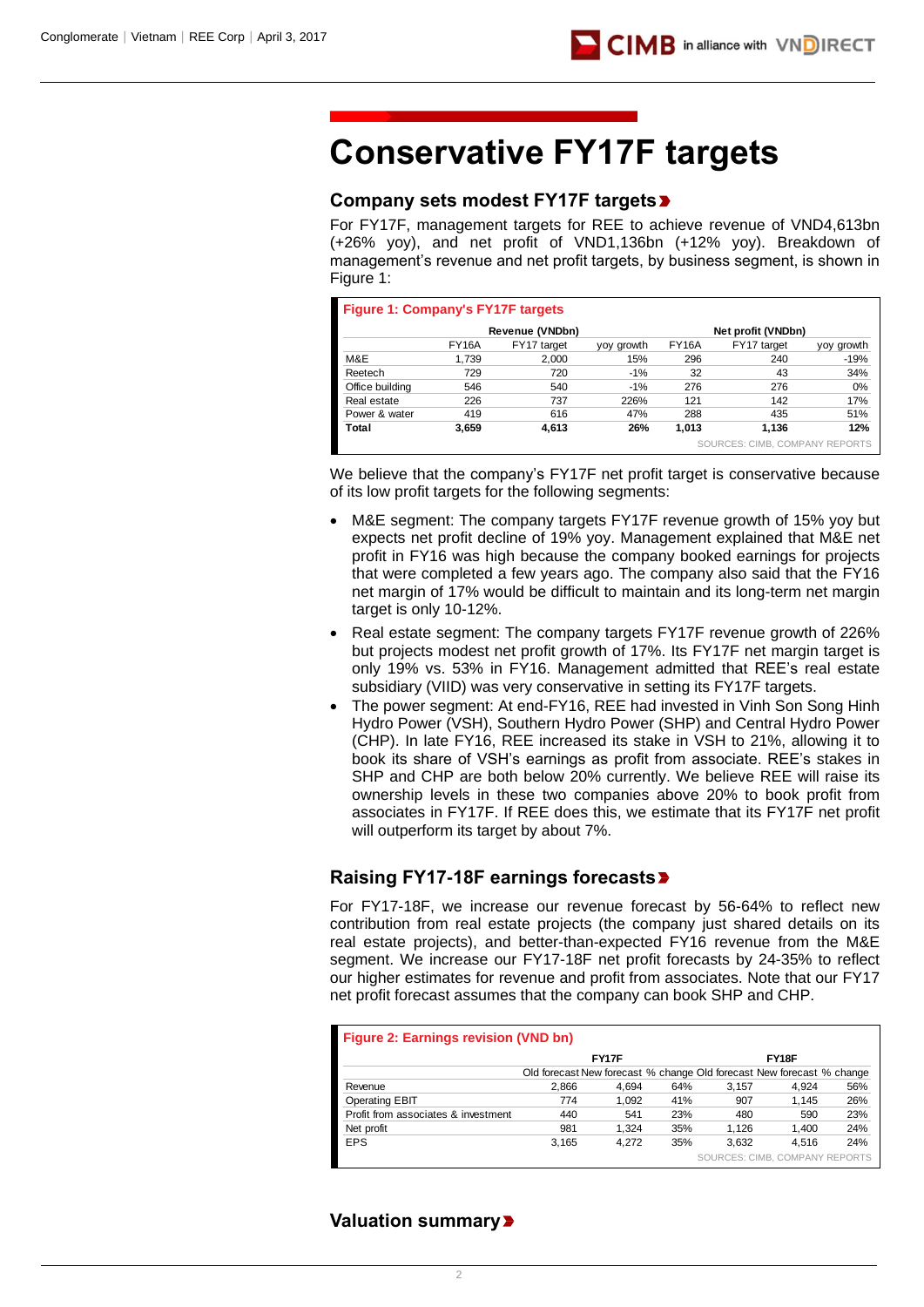# Conservative FY17F targets

## Company sets modest FY17F targets

For FY17F, management targets for REE to achieve revenue of VND4,613bn (+26% yoy), and net profit of VND1,136bn (+12% yoy). Breakdown of management's revenue and net profit targets, by business segment, is shown in Figure 1:

**Figure 1: Company's FY17F targets**

| | Revenue (VNDbn) | | | Net profit (VNDbn) | | |
|---|---|---|---|---|---|---|
| | FY16A | FY17 target | yoy growth | FY16A | FY17 target | yoy growth |
| M&E | 1,739 | 2,000 | 15% | 296 | 240 | -19% |
| Reetech | 729 | 720 | -1% | 32 | 43 | 34% |
| Office building | 546 | 540 | -1% | 276 | 276 | 0% |
| Real estate | 226 | 737 | 226% | 121 | 142 | 17% |
| Power & water | 419 | 616 | 47% | 288 | 435 | 51% |
| **Total** | **3,659** | **4,613** | **26%** | **1,013** | **1,136** | **12%** |

SOURCES: CIMB, COMPANY REPORTS

We believe that the company's FY17F net profit target is conservative because of its low profit targets for the following segments:

- M&E segment: The company targets FY17F revenue growth of 15% yoy but expects net profit decline of 19% yoy. Management explained that M&E net profit in FY16 was high because the company booked earnings for projects that were completed a few years ago. The company also said that the FY16 net margin of 17% would be difficult to maintain and its long-term net margin target is only 10-12%.
- Real estate segment: The company targets FY17F revenue growth of 226% but projects modest net profit growth of 17%. Its FY17F net margin target is only 19% vs. 53% in FY16. Management admitted that REE's real estate subsidiary (VIID) was very conservative in setting its FY17F targets.
- The power segment: At end-FY16, REE had invested in Vinh Son Song Hinh Hydro Power (VSH), Southern Hydro Power (SHP) and Central Hydro Power (CHP). In late FY16, REE increased its stake in VSH to 21%, allowing it to book its share of VSH's earnings as profit from associate. REE's stakes in SHP and CHP are both below 20% currently. We believe REE will raise its ownership levels in these two companies above 20% to book profit from associates in FY17F. If REE does this, we estimate that its FY17F net profit will outperform its target by about 7%.

## Raising FY17-18F earnings forecasts

For FY17-18F, we increase our revenue forecast by 56-64% to reflect new contribution from real estate projects (the company just shared details on its real estate projects), and better-than-expected FY16 revenue from the M&E segment. We increase our FY17-18F net profit forecasts by 24-35% to reflect our higher estimates for revenue and profit from associates. Note that our FY17 net profit forecast assumes that the company can book SHP and CHP.

**Figure 2: Earnings revision (VND bn)**

| | FY17F | | | FY18F | | |
|---|---|---|---|---|---|---|
| | Old forecast | New forecast | % change | Old forecast | New forecast | % change |
| Revenue | 2,866 | 4,694 | 64% | 3,157 | 4,924 | 56% |
| Operating EBIT | 774 | 1,092 | 41% | 907 | 1,145 | 26% |
| Profit from associates & investment | 440 | 541 | 23% | 480 | 590 | 23% |
| Net profit | 981 | 1,324 | 35% | 1,126 | 1,400 | 24% |
| EPS | 3,165 | 4,272 | 35% | 3,632 | 4,516 | 24% |

SOURCES: CIMB, COMPANY REPORTS

## Valuation summary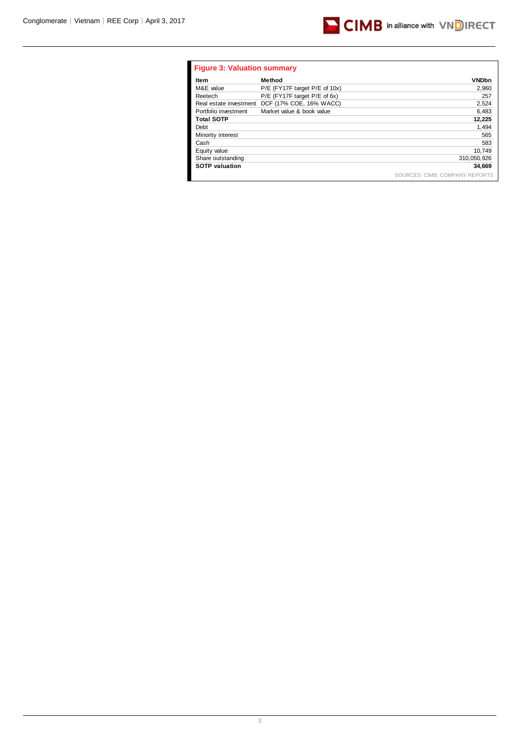**Figure 3: Valuation summary**

| Item | Method | VNDbn |
|---|---|---|
| M&E value | P/E (FY17F target P/E of 10x) | 2,960 |
| Reetech | P/E (FY17F target P/E of 6x) | 257 |
| Real estate investment | DCF (17% COE, 16% WACC) | 2,524 |
| Portfolio investment | Market value & book value | 6,483 |
| **Total SOTP** | | **12,225** |
| Debt | | 1,494 |
| Minority interest | | 565 |
| Cash | | 583 |
| Equity value | | 10,749 |
| Share outstanding | | 310,050,926 |
| **SOTP valuation** | | **34,669** |

SOURCES: CIMB, COMPANY REPORTS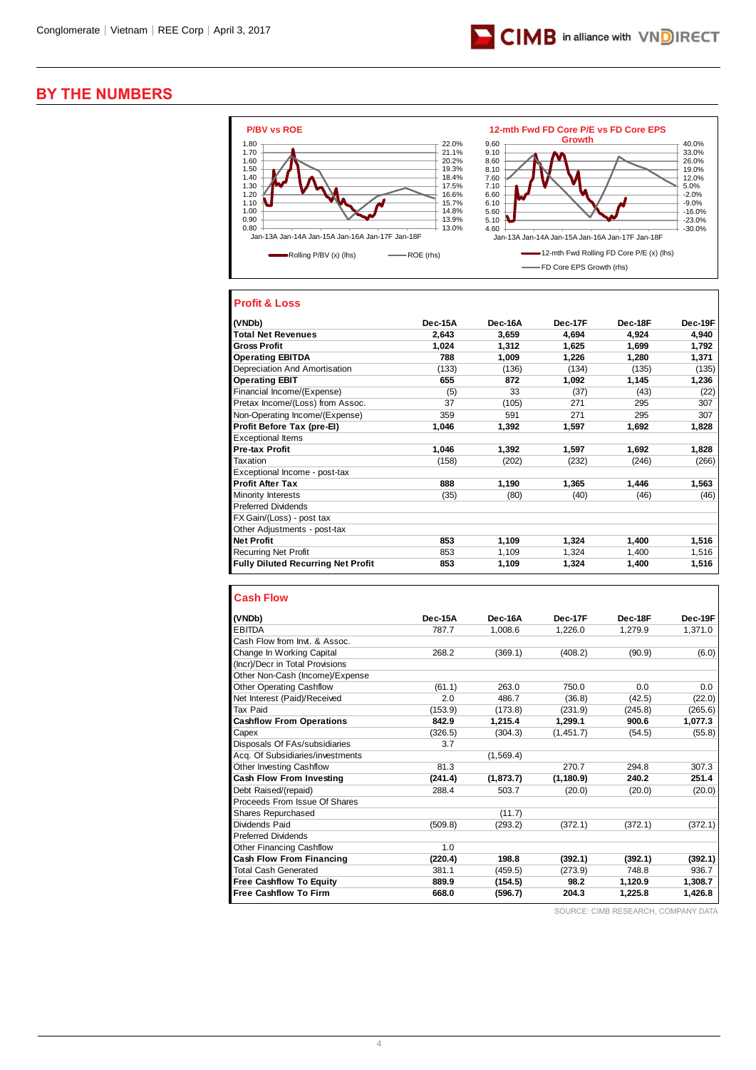# BY THE NUMBERS

**P/BV vs ROE**

Rolling P/BV (x) (lhs) — ROE (rhs)

**12-mth Fwd FD Core P/E vs FD Core EPS Growth**

12-mth Fwd Rolling FD Core P/E (x) (lhs) — FD Core EPS Growth (rhs)

## Profit & Loss

| (VNDb) | Dec-15A | Dec-16A | Dec-17F | Dec-18F | Dec-19F |
|---|---|---|---|---|---|
| **Total Net Revenues** | 2,643 | 3,659 | 4,694 | 4,924 | 4,940 |
| **Gross Profit** | 1,024 | 1,312 | 1,625 | 1,699 | 1,792 |
| **Operating EBITDA** | 788 | 1,009 | 1,226 | 1,280 | 1,371 |
| Depreciation And Amortisation | (133) | (136) | (134) | (135) | (135) |
| **Operating EBIT** | 655 | 872 | 1,092 | 1,145 | 1,236 |
| Financial Income/(Expense) | (5) | 33 | (37) | (43) | (22) |
| Pretax Income/(Loss) from Assoc. | 37 | (105) | 271 | 295 | 307 |
| Non-Operating Income/(Expense) | 359 | 591 | 271 | 295 | 307 |
| **Profit Before Tax (pre-EI)** | 1,046 | 1,392 | 1,597 | 1,692 | 1,828 |
| Exceptional Items | | | | | |
| **Pre-tax Profit** | 1,046 | 1,392 | 1,597 | 1,692 | 1,828 |
| Taxation | (158) | (202) | (232) | (246) | (266) |
| Exceptional Income - post-tax | | | | | |
| **Profit After Tax** | 888 | 1,190 | 1,365 | 1,446 | 1,563 |
| Minority Interests | (35) | (80) | (40) | (46) | (46) |
| Preferred Dividends | | | | | |
| FX Gain/(Loss) - post tax | | | | | |
| Other Adjustments - post-tax | | | | | |
| **Net Profit** | 853 | 1,109 | 1,324 | 1,400 | 1,516 |
| Recurring Net Profit | 853 | 1,109 | 1,324 | 1,400 | 1,516 |
| **Fully Diluted Recurring Net Profit** | 853 | 1,109 | 1,324 | 1,400 | 1,516 |

## Cash Flow

| (VNDb) | Dec-15A | Dec-16A | Dec-17F | Dec-18F | Dec-19F |
|---|---|---|---|---|---|
| EBITDA | 787.7 | 1,008.6 | 1,226.0 | 1,279.9 | 1,371.0 |
| Cash Flow from Invt. & Assoc. | | | | | |
| Change In Working Capital | 268.2 | (369.1) | (408.2) | (90.9) | (6.0) |
| (Incr)/Decr in Total Provisions | | | | | |
| Other Non-Cash (Income)/Expense | | | | | |
| Other Operating Cashflow | (61.1) | 263.0 | 750.0 | 0.0 | 0.0 |
| Net Interest (Paid)/Received | 2.0 | 486.7 | (36.8) | (42.5) | (22.0) |
| Tax Paid | (153.9) | (173.8) | (231.9) | (245.8) | (265.6) |
| **Cashflow From Operations** | 842.9 | 1,215.4 | 1,299.1 | 900.6 | 1,077.3 |
| Capex | (326.5) | (304.3) | (1,451.7) | (54.5) | (55.8) |
| Disposals Of FAs/subsidiaries | 3.7 | | | | |
| Acq. Of Subsidiaries/investments | | (1,569.4) | | | |
| Other Investing Cashflow | 81.3 | | 270.7 | 294.8 | 307.3 |
| **Cash Flow From Investing** | (241.4) | (1,873.7) | (1,180.9) | 240.2 | 251.4 |
| Debt Raised/(repaid) | 288.4 | 503.7 | (20.0) | (20.0) | (20.0) |
| Proceeds From Issue Of Shares | | | | | |
| Shares Repurchased | | (11.7) | | | |
| Dividends Paid | (509.8) | (293.2) | (372.1) | (372.1) | (372.1) |
| Preferred Dividends | | | | | |
| Other Financing Cashflow | 1.0 | | | | |
| **Cash Flow From Financing** | (220.4) | 198.8 | (392.1) | (392.1) | (392.1) |
| Total Cash Generated | 381.1 | (459.5) | (273.9) | 748.8 | 936.7 |
| **Free Cashflow To Equity** | 889.9 | (154.5) | 98.2 | 1,120.9 | 1,308.7 |
| **Free Cashflow To Firm** | 668.0 | (596.7) | 204.3 | 1,225.8 | 1,426.8 |

SOURCE: CIMB RESEARCH, COMPANY DATA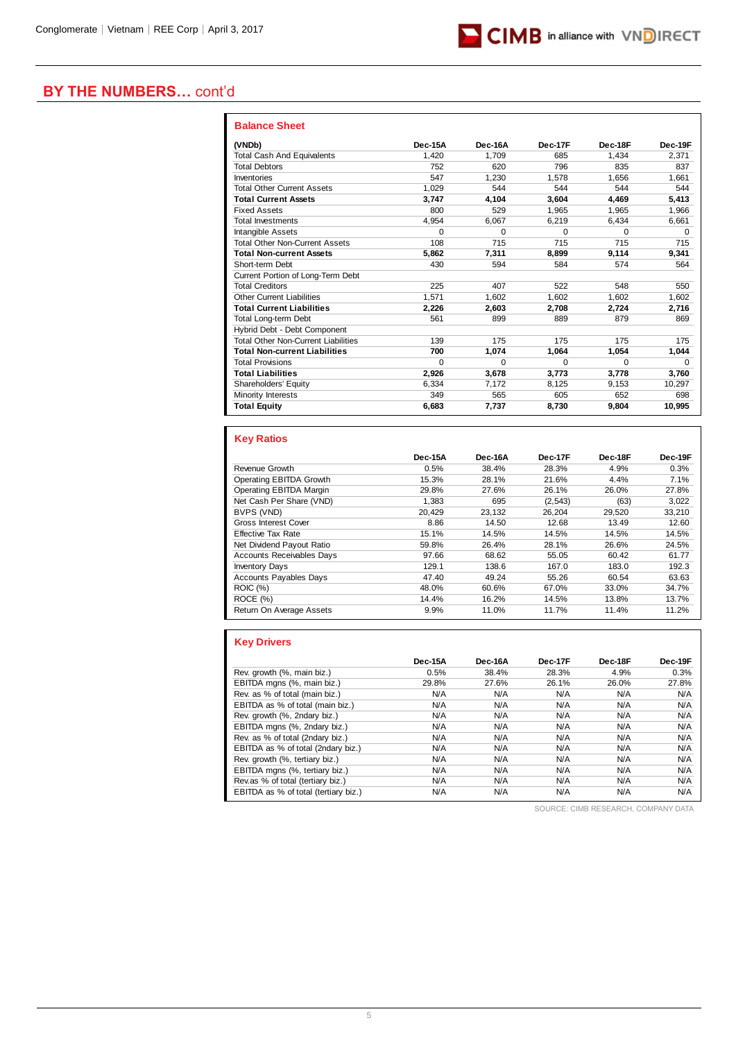## BY THE NUMBERS… cont'd

### Balance Sheet

| (VNDb) | Dec-15A | Dec-16A | Dec-17F | Dec-18F | Dec-19F |
|---|---|---|---|---|---|
| Total Cash And Equivalents | 1,420 | 1,709 | 685 | 1,434 | 2,371 |
| Total Debtors | 752 | 620 | 796 | 835 | 837 |
| Inventories | 547 | 1,230 | 1,578 | 1,656 | 1,661 |
| Total Other Current Assets | 1,029 | 544 | 544 | 544 | 544 |
| **Total Current Assets** | **3,747** | **4,104** | **3,604** | **4,469** | **5,413** |
| Fixed Assets | 800 | 529 | 1,965 | 1,965 | 1,966 |
| Total Investments | 4,954 | 6,067 | 6,219 | 6,434 | 6,661 |
| Intangible Assets | 0 | 0 | 0 | 0 | 0 |
| Total Other Non-Current Assets | 108 | 715 | 715 | 715 | 715 |
| **Total Non-current Assets** | **5,862** | **7,311** | **8,899** | **9,114** | **9,341** |
| Short-term Debt | 430 | 594 | 584 | 574 | 564 |
| Current Portion of Long-Term Debt | | | | | |
| Total Creditors | 225 | 407 | 522 | 548 | 550 |
| Other Current Liabilities | 1,571 | 1,602 | 1,602 | 1,602 | 1,602 |
| **Total Current Liabilities** | **2,226** | **2,603** | **2,708** | **2,724** | **2,716** |
| Total Long-term Debt | 561 | 899 | 889 | 879 | 869 |
| Hybrid Debt - Debt Component | | | | | |
| Total Other Non-Current Liabilities | 139 | 175 | 175 | 175 | 175 |
| **Total Non-current Liabilities** | **700** | **1,074** | **1,064** | **1,054** | **1,044** |
| Total Provisions | 0 | 0 | 0 | 0 | 0 |
| **Total Liabilities** | **2,926** | **3,678** | **3,773** | **3,778** | **3,760** |
| Shareholders' Equity | 6,334 | 7,172 | 8,125 | 9,153 | 10,297 |
| Minority Interests | 349 | 565 | 605 | 652 | 698 |
| **Total Equity** | **6,683** | **7,737** | **8,730** | **9,804** | **10,995** |

### Key Ratios

| | Dec-15A | Dec-16A | Dec-17F | Dec-18F | Dec-19F |
|---|---|---|---|---|---|
| Revenue Growth | 0.5% | 38.4% | 28.3% | 4.9% | 0.3% |
| Operating EBITDA Growth | 15.3% | 28.1% | 21.6% | 4.4% | 7.1% |
| Operating EBITDA Margin | 29.8% | 27.6% | 26.1% | 26.0% | 27.8% |
| Net Cash Per Share (VND) | 1,383 | 695 | (2,543) | (63) | 3,022 |
| BVPS (VND) | 20,429 | 23,132 | 26,204 | 29,520 | 33,210 |
| Gross Interest Cover | 8.86 | 14.50 | 12.68 | 13.49 | 12.60 |
| Effective Tax Rate | 15.1% | 14.5% | 14.5% | 14.5% | 14.5% |
| Net Dividend Payout Ratio | 59.8% | 26.4% | 28.1% | 26.6% | 24.5% |
| Accounts Receivables Days | 97.66 | 68.62 | 55.05 | 60.42 | 61.77 |
| Inventory Days | 129.1 | 138.6 | 167.0 | 183.0 | 192.3 |
| Accounts Payables Days | 47.40 | 49.24 | 55.26 | 60.54 | 63.63 |
| ROIC (%) | 48.0% | 60.6% | 67.0% | 33.0% | 34.7% |
| ROCE (%) | 14.4% | 16.2% | 14.5% | 13.8% | 13.7% |
| Return On Average Assets | 9.9% | 11.0% | 11.7% | 11.4% | 11.2% |

### Key Drivers

| | Dec-15A | Dec-16A | Dec-17F | Dec-18F | Dec-19F |
|---|---|---|---|---|---|
| Rev. growth (%, main biz.) | 0.5% | 38.4% | 28.3% | 4.9% | 0.3% |
| EBITDA mgns (%, main biz.) | 29.8% | 27.6% | 26.1% | 26.0% | 27.8% |
| Rev. as % of total (main biz.) | N/A | N/A | N/A | N/A | N/A |
| EBITDA as % of total (main biz.) | N/A | N/A | N/A | N/A | N/A |
| Rev. growth (%, 2ndary biz.) | N/A | N/A | N/A | N/A | N/A |
| EBITDA mgns (%, 2ndary biz.) | N/A | N/A | N/A | N/A | N/A |
| Rev. as % of total (2ndary biz.) | N/A | N/A | N/A | N/A | N/A |
| EBITDA as % of total (2ndary biz.) | N/A | N/A | N/A | N/A | N/A |
| Rev. growth (%, tertiary biz.) | N/A | N/A | N/A | N/A | N/A |
| EBITDA mgns (%, tertiary biz.) | N/A | N/A | N/A | N/A | N/A |
| Rev.as % of total (tertiary biz.) | N/A | N/A | N/A | N/A | N/A |
| EBITDA as % of total (tertiary biz.) | N/A | N/A | N/A | N/A | N/A |

SOURCE: CIMB RESEARCH, COMPANY DATA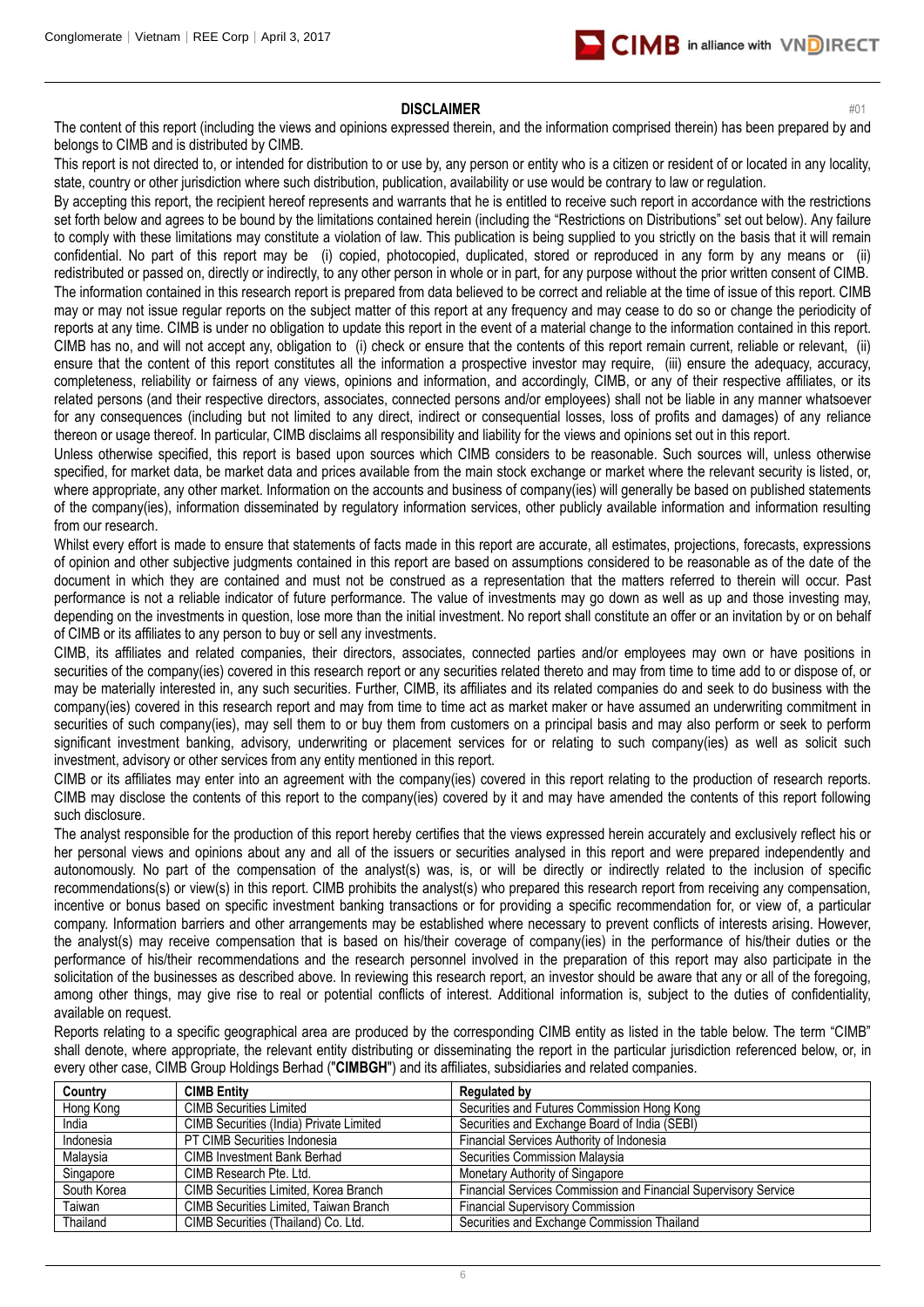## DISCLAIMER

#01

The content of this report (including the views and opinions expressed therein, and the information comprised therein) has been prepared by and belongs to CIMB and is distributed by CIMB.

This report is not directed to, or intended for distribution to or use by, any person or entity who is a citizen or resident of or located in any locality, state, country or other jurisdiction where such distribution, publication, availability or use would be contrary to law or regulation.

By accepting this report, the recipient hereof represents and warrants that he is entitled to receive such report in accordance with the restrictions set forth below and agrees to be bound by the limitations contained herein (including the "Restrictions on Distributions" set out below). Any failure to comply with these limitations may constitute a violation of law. This publication is being supplied to you strictly on the basis that it will remain confidential. No part of this report may be (i) copied, photocopied, duplicated, stored or reproduced in any form by any means or (ii) redistributed or passed on, directly or indirectly, to any other person in whole or in part, for any purpose without the prior written consent of CIMB.

The information contained in this research report is prepared from data believed to be correct and reliable at the time of issue of this report. CIMB may or may not issue regular reports on the subject matter of this report at any frequency and may cease to do so or change the periodicity of reports at any time. CIMB is under no obligation to update this report in the event of a material change to the information contained in this report. CIMB has no, and will not accept any, obligation to (i) check or ensure that the contents of this report remain current, reliable or relevant, (ii) ensure that the content of this report constitutes all the information a prospective investor may require, (iii) ensure the adequacy, accuracy, completeness, reliability or fairness of any views, opinions and information, and accordingly, CIMB, or any of their respective affiliates, or its related persons (and their respective directors, associates, connected persons and/or employees) shall not be liable in any manner whatsoever for any consequences (including but not limited to any direct, indirect or consequential losses, loss of profits and damages) of any reliance thereon or usage thereof. In particular, CIMB disclaims all responsibility and liability for the views and opinions set out in this report.

Unless otherwise specified, this report is based upon sources which CIMB considers to be reasonable. Such sources will, unless otherwise specified, for market data, be market data and prices available from the main stock exchange or market where the relevant security is listed, or, where appropriate, any other market. Information on the accounts and business of company(ies) will generally be based on published statements of the company(ies), information disseminated by regulatory information services, other publicly available information and information resulting from our research.

Whilst every effort is made to ensure that statements of facts made in this report are accurate, all estimates, projections, forecasts, expressions of opinion and other subjective judgments contained in this report are based on assumptions considered to be reasonable as of the date of the document in which they are contained and must not be construed as a representation that the matters referred to therein will occur. Past performance is not a reliable indicator of future performance. The value of investments may go down as well as up and those investing may, depending on the investments in question, lose more than the initial investment. No report shall constitute an offer or an invitation by or on behalf of CIMB or its affiliates to any person to buy or sell any investments.

CIMB, its affiliates and related companies, their directors, associates, connected parties and/or employees may own or have positions in securities of the company(ies) covered in this research report or any securities related thereto and may from time to time add to or dispose of, or may be materially interested in, any such securities. Further, CIMB, its affiliates and its related companies do and seek to do business with the company(ies) covered in this research report and may from time to time act as market maker or have assumed an underwriting commitment in securities of such company(ies), may sell them to or buy them from customers on a principal basis and may also perform or seek to perform significant investment banking, advisory, underwriting or placement services for or relating to such company(ies) as well as solicit such investment, advisory or other services from any entity mentioned in this report.

CIMB or its affiliates may enter into an agreement with the company(ies) covered in this report relating to the production of research reports. CIMB may disclose the contents of this report to the company(ies) covered by it and may have amended the contents of this report following such disclosure.

The analyst responsible for the production of this report hereby certifies that the views expressed herein accurately and exclusively reflect his or her personal views and opinions about any and all of the issuers or securities analysed in this report and were prepared independently and autonomously. No part of the compensation of the analyst(s) was, is, or will be directly or indirectly related to the inclusion of specific recommendations(s) or view(s) in this report. CIMB prohibits the analyst(s) who prepared this research report from receiving any compensation, incentive or bonus based on specific investment banking transactions or for providing a specific recommendation for, or view of, a particular company. Information barriers and other arrangements may be established where necessary to prevent conflicts of interests arising. However, the analyst(s) may receive compensation that is based on his/their coverage of company(ies) in the performance of his/their duties or the performance of his/their recommendations and the research personnel involved in the preparation of this report may also participate in the solicitation of the businesses as described above. In reviewing this research report, an investor should be aware that any or all of the foregoing, among other things, may give rise to real or potential conflicts of interest. Additional information is, subject to the duties of confidentiality, available on request.

Reports relating to a specific geographical area are produced by the corresponding CIMB entity as listed in the table below. The term "CIMB" shall denote, where appropriate, the relevant entity distributing or disseminating the report in the particular jurisdiction referenced below, or, in every other case, CIMB Group Holdings Berhad ("**CIMBGH**") and its affiliates, subsidiaries and related companies.

| Country | CIMB Entity | Regulated by |
|---|---|---|
| Hong Kong | CIMB Securities Limited | Securities and Futures Commission Hong Kong |
| India | CIMB Securities (India) Private Limited | Securities and Exchange Board of India (SEBI) |
| Indonesia | PT CIMB Securities Indonesia | Financial Services Authority of Indonesia |
| Malaysia | CIMB Investment Bank Berhad | Securities Commission Malaysia |
| Singapore | CIMB Research Pte. Ltd. | Monetary Authority of Singapore |
| South Korea | CIMB Securities Limited, Korea Branch | Financial Services Commission and Financial Supervisory Service |
| Taiwan | CIMB Securities Limited, Taiwan Branch | Financial Supervisory Commission |
| Thailand | CIMB Securities (Thailand) Co. Ltd. | Securities and Exchange Commission Thailand |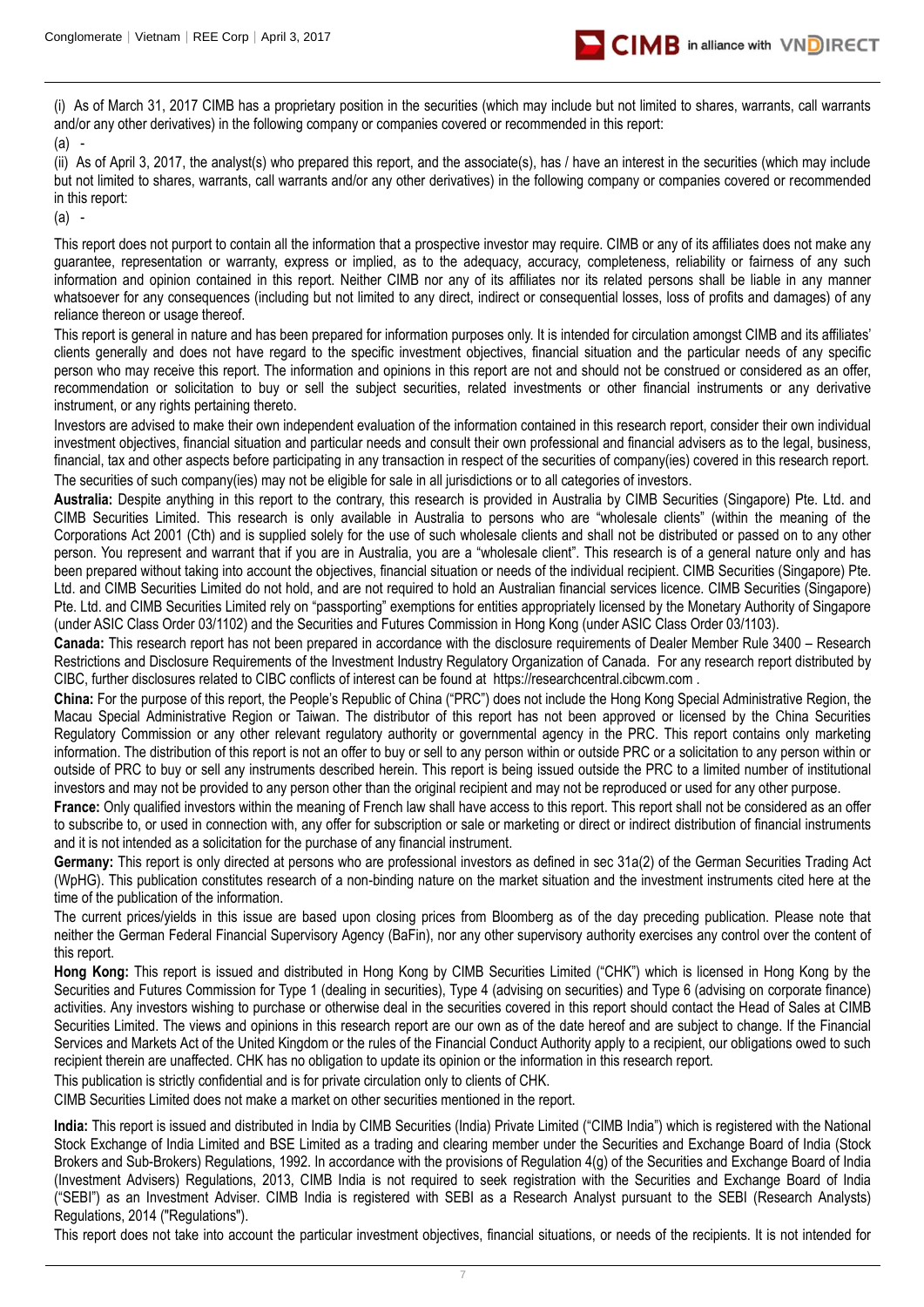(i) As of March 31, 2017 CIMB has a proprietary position in the securities (which may include but not limited to shares, warrants, call warrants and/or any other derivatives) in the following company or companies covered or recommended in this report:

(a) -

(ii) As of April 3, 2017, the analyst(s) who prepared this report, and the associate(s), has / have an interest in the securities (which may include but not limited to shares, warrants, call warrants and/or any other derivatives) in the following company or companies covered or recommended in this report:

(a) -

This report does not purport to contain all the information that a prospective investor may require. CIMB or any of its affiliates does not make any guarantee, representation or warranty, express or implied, as to the adequacy, accuracy, completeness, reliability or fairness of any such information and opinion contained in this report. Neither CIMB nor any of its affiliates nor its related persons shall be liable in any manner whatsoever for any consequences (including but not limited to any direct, indirect or consequential losses, loss of profits and damages) of any reliance thereon or usage thereof.

This report is general in nature and has been prepared for information purposes only. It is intended for circulation amongst CIMB and its affiliates' clients generally and does not have regard to the specific investment objectives, financial situation and the particular needs of any specific person who may receive this report. The information and opinions in this report are not and should not be construed or considered as an offer, recommendation or solicitation to buy or sell the subject securities, related investments or other financial instruments or any derivative instrument, or any rights pertaining thereto.

Investors are advised to make their own independent evaluation of the information contained in this research report, consider their own individual investment objectives, financial situation and particular needs and consult their own professional and financial advisers as to the legal, business, financial, tax and other aspects before participating in any transaction in respect of the securities of company(ies) covered in this research report. The securities of such company(ies) may not be eligible for sale in all jurisdictions or to all categories of investors.

**Australia:** Despite anything in this report to the contrary, this research is provided in Australia by CIMB Securities (Singapore) Pte. Ltd. and CIMB Securities Limited. This research is only available in Australia to persons who are "wholesale clients" (within the meaning of the Corporations Act 2001 (Cth) and is supplied solely for the use of such wholesale clients and shall not be distributed or passed on to any other person. You represent and warrant that if you are in Australia, you are a "wholesale client". This research is of a general nature only and has been prepared without taking into account the objectives, financial situation or needs of the individual recipient. CIMB Securities (Singapore) Pte. Ltd. and CIMB Securities Limited do not hold, and are not required to hold an Australian financial services licence. CIMB Securities (Singapore) Pte. Ltd. and CIMB Securities Limited rely on "passporting" exemptions for entities appropriately licensed by the Monetary Authority of Singapore (under ASIC Class Order 03/1102) and the Securities and Futures Commission in Hong Kong (under ASIC Class Order 03/1103).

**Canada:** This research report has not been prepared in accordance with the disclosure requirements of Dealer Member Rule 3400 – Research Restrictions and Disclosure Requirements of the Investment Industry Regulatory Organization of Canada. For any research report distributed by CIBC, further disclosures related to CIBC conflicts of interest can be found at https://researchcentral.cibcwm.com .

**China:** For the purpose of this report, the People's Republic of China ("PRC") does not include the Hong Kong Special Administrative Region, the Macau Special Administrative Region or Taiwan. The distributor of this report has not been approved or licensed by the China Securities Regulatory Commission or any other relevant regulatory authority or governmental agency in the PRC. This report contains only marketing information. The distribution of this report is not an offer to buy or sell to any person within or outside PRC or a solicitation to any person within or outside of PRC to buy or sell any instruments described herein. This report is being issued outside the PRC to a limited number of institutional investors and may not be provided to any person other than the original recipient and may not be reproduced or used for any other purpose.

**France:** Only qualified investors within the meaning of French law shall have access to this report. This report shall not be considered as an offer to subscribe to, or used in connection with, any offer for subscription or sale or marketing or direct or indirect distribution of financial instruments and it is not intended as a solicitation for the purchase of any financial instrument.

**Germany:** This report is only directed at persons who are professional investors as defined in sec 31a(2) of the German Securities Trading Act (WpHG). This publication constitutes research of a non-binding nature on the market situation and the investment instruments cited here at the time of the publication of the information.

The current prices/yields in this issue are based upon closing prices from Bloomberg as of the day preceding publication. Please note that neither the German Federal Financial Supervisory Agency (BaFin), nor any other supervisory authority exercises any control over the content of this report.

**Hong Kong:** This report is issued and distributed in Hong Kong by CIMB Securities Limited ("CHK") which is licensed in Hong Kong by the Securities and Futures Commission for Type 1 (dealing in securities), Type 4 (advising on securities) and Type 6 (advising on corporate finance) activities. Any investors wishing to purchase or otherwise deal in the securities covered in this report should contact the Head of Sales at CIMB Securities Limited. The views and opinions in this research report are our own as of the date hereof and are subject to change. If the Financial Services and Markets Act of the United Kingdom or the rules of the Financial Conduct Authority apply to a recipient, our obligations owed to such recipient therein are unaffected. CHK has no obligation to update its opinion or the information in this research report.

This publication is strictly confidential and is for private circulation only to clients of CHK.

CIMB Securities Limited does not make a market on other securities mentioned in the report.

**India:** This report is issued and distributed in India by CIMB Securities (India) Private Limited ("CIMB India") which is registered with the National Stock Exchange of India Limited and BSE Limited as a trading and clearing member under the Securities and Exchange Board of India (Stock Brokers and Sub-Brokers) Regulations, 1992. In accordance with the provisions of Regulation 4(g) of the Securities and Exchange Board of India (Investment Advisers) Regulations, 2013, CIMB India is not required to seek registration with the Securities and Exchange Board of India ("SEBI") as an Investment Adviser. CIMB India is registered with SEBI as a Research Analyst pursuant to the SEBI (Research Analysts) Regulations, 2014 ("Regulations").

This report does not take into account the particular investment objectives, financial situations, or needs of the recipients. It is not intended for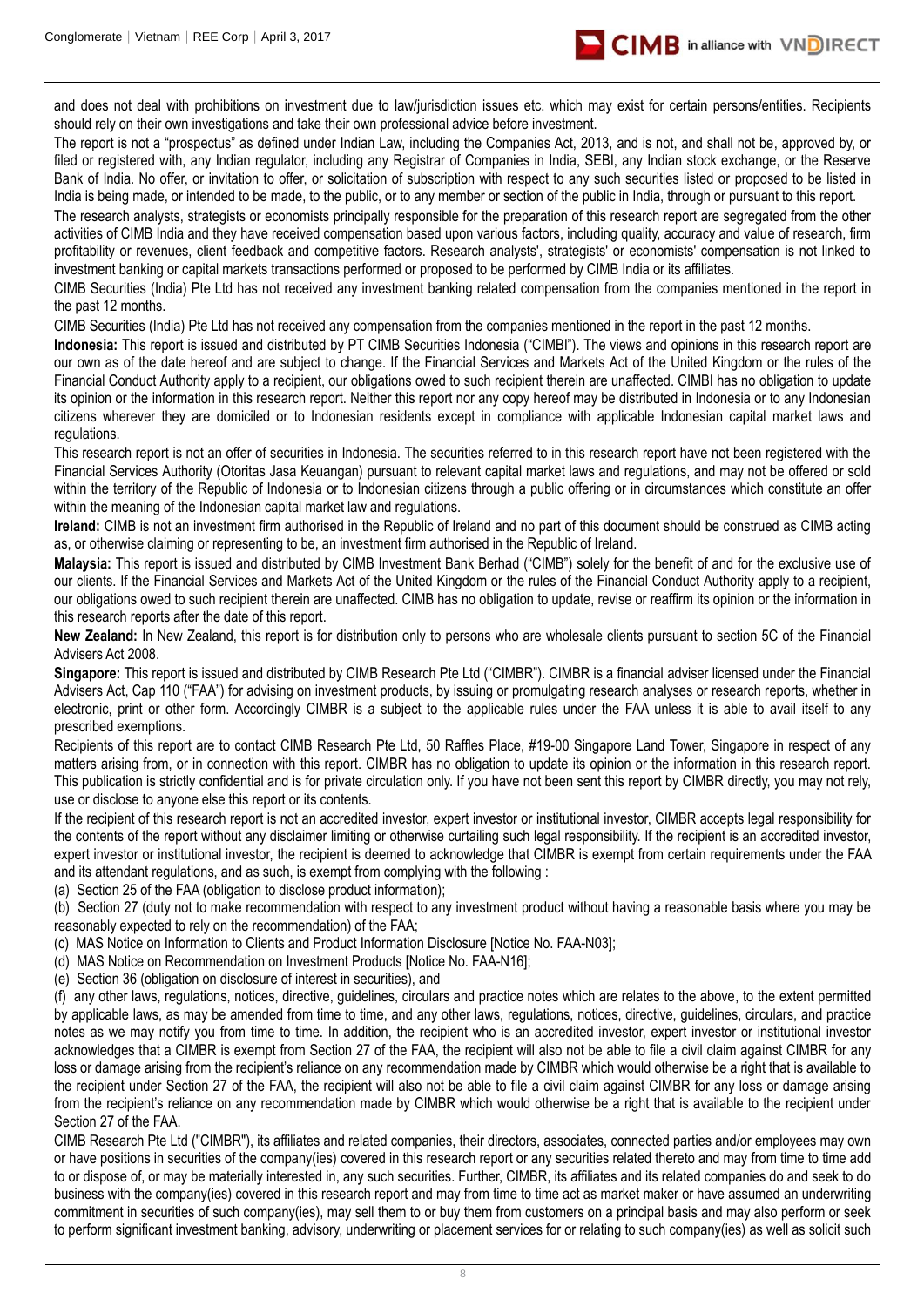and does not deal with prohibitions on investment due to law/jurisdiction issues etc. which may exist for certain persons/entities. Recipients should rely on their own investigations and take their own professional advice before investment.

The report is not a "prospectus" as defined under Indian Law, including the Companies Act, 2013, and is not, and shall not be, approved by, or filed or registered with, any Indian regulator, including any Registrar of Companies in India, SEBI, any Indian stock exchange, or the Reserve Bank of India. No offer, or invitation to offer, or solicitation of subscription with respect to any such securities listed or proposed to be listed in India is being made, or intended to be made, to the public, or to any member or section of the public in India, through or pursuant to this report.

The research analysts, strategists or economists principally responsible for the preparation of this research report are segregated from the other activities of CIMB India and they have received compensation based upon various factors, including quality, accuracy and value of research, firm profitability or revenues, client feedback and competitive factors. Research analysts', strategists' or economists' compensation is not linked to investment banking or capital markets transactions performed or proposed to be performed by CIMB India or its affiliates.

CIMB Securities (India) Pte Ltd has not received any investment banking related compensation from the companies mentioned in the report in the past 12 months.

CIMB Securities (India) Pte Ltd has not received any compensation from the companies mentioned in the report in the past 12 months.

**Indonesia:** This report is issued and distributed by PT CIMB Securities Indonesia ("CIMBI"). The views and opinions in this research report are our own as of the date hereof and are subject to change. If the Financial Services and Markets Act of the United Kingdom or the rules of the Financial Conduct Authority apply to a recipient, our obligations owed to such recipient therein are unaffected. CIMBI has no obligation to update its opinion or the information in this research report. Neither this report nor any copy hereof may be distributed in Indonesia or to any Indonesian citizens wherever they are domiciled or to Indonesian residents except in compliance with applicable Indonesian capital market laws and regulations.

This research report is not an offer of securities in Indonesia. The securities referred to in this research report have not been registered with the Financial Services Authority (Otoritas Jasa Keuangan) pursuant to relevant capital market laws and regulations, and may not be offered or sold within the territory of the Republic of Indonesia or to Indonesian citizens through a public offering or in circumstances which constitute an offer within the meaning of the Indonesian capital market law and regulations.

**Ireland:** CIMB is not an investment firm authorised in the Republic of Ireland and no part of this document should be construed as CIMB acting as, or otherwise claiming or representing to be, an investment firm authorised in the Republic of Ireland.

**Malaysia:** This report is issued and distributed by CIMB Investment Bank Berhad ("CIMB") solely for the benefit of and for the exclusive use of our clients. If the Financial Services and Markets Act of the United Kingdom or the rules of the Financial Conduct Authority apply to a recipient, our obligations owed to such recipient therein are unaffected. CIMB has no obligation to update, revise or reaffirm its opinion or the information in this research reports after the date of this report.

**New Zealand:** In New Zealand, this report is for distribution only to persons who are wholesale clients pursuant to section 5C of the Financial Advisers Act 2008.

**Singapore:** This report is issued and distributed by CIMB Research Pte Ltd ("CIMBR"). CIMBR is a financial adviser licensed under the Financial Advisers Act, Cap 110 ("FAA") for advising on investment products, by issuing or promulgating research analyses or research reports, whether in electronic, print or other form. Accordingly CIMBR is a subject to the applicable rules under the FAA unless it is able to avail itself to any prescribed exemptions.

Recipients of this report are to contact CIMB Research Pte Ltd, 50 Raffles Place, #19-00 Singapore Land Tower, Singapore in respect of any matters arising from, or in connection with this report. CIMBR has no obligation to update its opinion or the information in this research report. This publication is strictly confidential and is for private circulation only. If you have not been sent this report by CIMBR directly, you may not rely, use or disclose to anyone else this report or its contents.

If the recipient of this research report is not an accredited investor, expert investor or institutional investor, CIMBR accepts legal responsibility for the contents of the report without any disclaimer limiting or otherwise curtailing such legal responsibility. If the recipient is an accredited investor, expert investor or institutional investor, the recipient is deemed to acknowledge that CIMBR is exempt from certain requirements under the FAA and its attendant regulations, and as such, is exempt from complying with the following :

(a) Section 25 of the FAA (obligation to disclose product information);

(b) Section 27 (duty not to make recommendation with respect to any investment product without having a reasonable basis where you may be reasonably expected to rely on the recommendation) of the FAA;

(c) MAS Notice on Information to Clients and Product Information Disclosure [Notice No. FAA-N03];

(d) MAS Notice on Recommendation on Investment Products [Notice No. FAA-N16];

(e) Section 36 (obligation on disclosure of interest in securities), and

(f) any other laws, regulations, notices, directive, guidelines, circulars and practice notes which are relates to the above, to the extent permitted by applicable laws, as may be amended from time to time, and any other laws, regulations, notices, directive, guidelines, circulars, and practice notes as we may notify you from time to time. In addition, the recipient who is an accredited investor, expert investor or institutional investor acknowledges that a CIMBR is exempt from Section 27 of the FAA, the recipient will also not be able to file a civil claim against CIMBR for any loss or damage arising from the recipient's reliance on any recommendation made by CIMBR which would otherwise be a right that is available to the recipient under Section 27 of the FAA, the recipient will also not be able to file a civil claim against CIMBR for any loss or damage arising from the recipient's reliance on any recommendation made by CIMBR which would otherwise be a right that is available to the recipient under Section 27 of the FAA.

CIMB Research Pte Ltd ("CIMBR"), its affiliates and related companies, their directors, associates, connected parties and/or employees may own or have positions in securities of the company(ies) covered in this research report or any securities related thereto and may from time to time add to or dispose of, or may be materially interested in, any such securities. Further, CIMBR, its affiliates and its related companies do and seek to do business with the company(ies) covered in this research report and may from time to time act as market maker or have assumed an underwriting commitment in securities of such company(ies), may sell them to or buy them from customers on a principal basis and may also perform or seek to perform significant investment banking, advisory, underwriting or placement services for or relating to such company(ies) as well as solicit such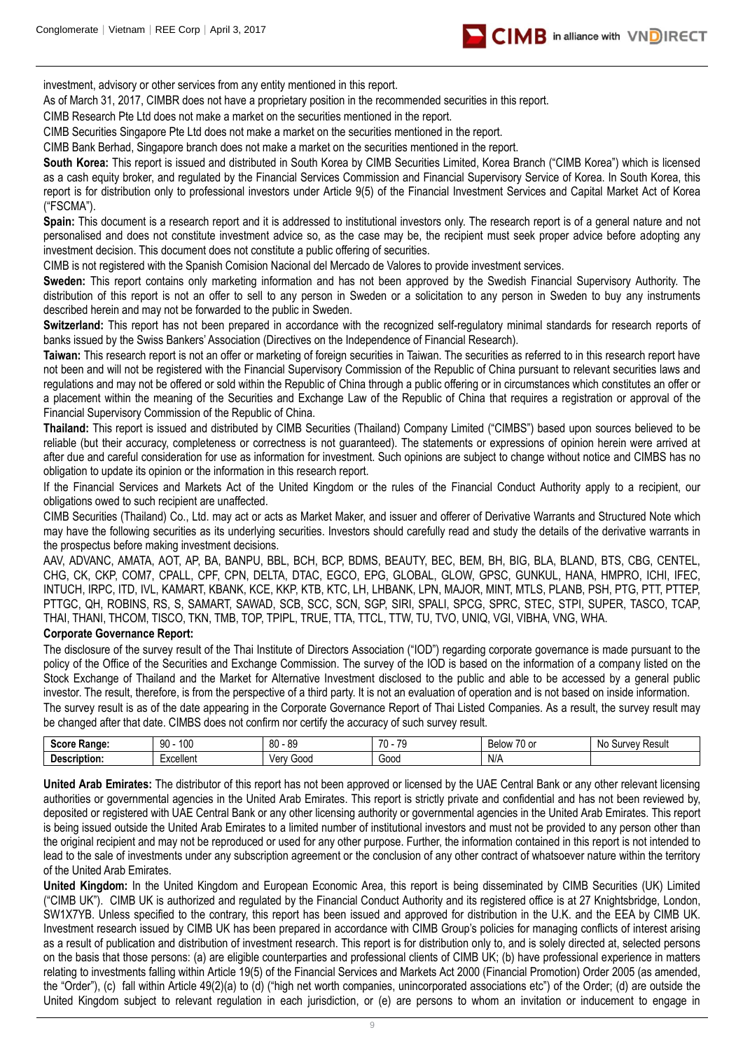investment, advisory or other services from any entity mentioned in this report.

As of March 31, 2017, CIMBR does not have a proprietary position in the recommended securities in this report.

CIMB Research Pte Ltd does not make a market on the securities mentioned in the report.

CIMB Securities Singapore Pte Ltd does not make a market on the securities mentioned in the report.

CIMB Bank Berhad, Singapore branch does not make a market on the securities mentioned in the report.

**South Korea:** This report is issued and distributed in South Korea by CIMB Securities Limited, Korea Branch ("CIMB Korea") which is licensed as a cash equity broker, and regulated by the Financial Services Commission and Financial Supervisory Service of Korea. In South Korea, this report is for distribution only to professional investors under Article 9(5) of the Financial Investment Services and Capital Market Act of Korea ("FSCMA").

**Spain:** This document is a research report and it is addressed to institutional investors only. The research report is of a general nature and not personalised and does not constitute investment advice so, as the case may be, the recipient must seek proper advice before adopting any investment decision. This document does not constitute a public offering of securities.

CIMB is not registered with the Spanish Comision Nacional del Mercado de Valores to provide investment services.

**Sweden:** This report contains only marketing information and has not been approved by the Swedish Financial Supervisory Authority. The distribution of this report is not an offer to sell to any person in Sweden or a solicitation to any person in Sweden to buy any instruments described herein and may not be forwarded to the public in Sweden.

**Switzerland:** This report has not been prepared in accordance with the recognized self-regulatory minimal standards for research reports of banks issued by the Swiss Bankers' Association (Directives on the Independence of Financial Research).

**Taiwan:** This research report is not an offer or marketing of foreign securities in Taiwan. The securities as referred to in this research report have not been and will not be registered with the Financial Supervisory Commission of the Republic of China pursuant to relevant securities laws and regulations and may not be offered or sold within the Republic of China through a public offering or in circumstances which constitutes an offer or a placement within the meaning of the Securities and Exchange Law of the Republic of China that requires a registration or approval of the Financial Supervisory Commission of the Republic of China.

**Thailand:** This report is issued and distributed by CIMB Securities (Thailand) Company Limited ("CIMBS") based upon sources believed to be reliable (but their accuracy, completeness or correctness is not guaranteed). The statements or expressions of opinion herein were arrived at after due and careful consideration for use as information for investment. Such opinions are subject to change without notice and CIMBS has no obligation to update its opinion or the information in this research report.

If the Financial Services and Markets Act of the United Kingdom or the rules of the Financial Conduct Authority apply to a recipient, our obligations owed to such recipient are unaffected.

CIMB Securities (Thailand) Co., Ltd. may act or acts as Market Maker, and issuer and offerer of Derivative Warrants and Structured Note which may have the following securities as its underlying securities. Investors should carefully read and study the details of the derivative warrants in the prospectus before making investment decisions.

AAV, ADVANC, AMATA, AOT, AP, BA, BANPU, BBL, BCH, BCP, BDMS, BEAUTY, BEC, BEM, BH, BIG, BLA, BLAND, BTS, CBG, CENTEL, CHG, CK, CKP, COM7, CPALL, CPF, CPN, DELTA, DTAC, EGCO, EPG, GLOBAL, GLOW, GPSC, GUNKUL, HANA, HMPRO, ICHI, IFEC, INTUCH, IRPC, ITD, IVL, KAMART, KBANK, KCE, KKP, KTB, KTC, LH, LHBANK, LPN, MAJOR, MINT, MTLS, PLANB, PSH, PTG, PTT, PTTEP, PTTGC, QH, ROBINS, RS, S, SAMART, SAWAD, SCB, SCC, SCN, SGP, SIRI, SPALI, SPCG, SPRC, STEC, STPI, SUPER, TASCO, TCAP, THAI, THANI, THCOM, TISCO, TKN, TMB, TOP, TPIPL, TRUE, TTA, TTCL, TTW, TU, TVO, UNIQ, VGI, VIBHA, VNG, WHA.

**Corporate Governance Report:**

The disclosure of the survey result of the Thai Institute of Directors Association ("IOD") regarding corporate governance is made pursuant to the policy of the Office of the Securities and Exchange Commission. The survey of the IOD is based on the information of a company listed on the Stock Exchange of Thailand and the Market for Alternative Investment disclosed to the public and able to be accessed by a general public investor. The result, therefore, is from the perspective of a third party. It is not an evaluation of operation and is not based on inside information.

The survey result is as of the date appearing in the Corporate Governance Report of Thai Listed Companies. As a result, the survey result may be changed after that date. CIMBS does not confirm nor certify the accuracy of such survey result.

| **Score Range:** | 90 - 100 | 80 - 89 | 70 - 79 | Below 70 or | No Survey Result |
|---|---|---|---|---|---|
| **Description:** | Excellent | Very Good | Good | N/A | |

**United Arab Emirates:** The distributor of this report has not been approved or licensed by the UAE Central Bank or any other relevant licensing authorities or governmental agencies in the United Arab Emirates. This report is strictly private and confidential and has not been reviewed by, deposited or registered with UAE Central Bank or any other licensing authority or governmental agencies in the United Arab Emirates. This report is being issued outside the United Arab Emirates to a limited number of institutional investors and must not be provided to any person other than the original recipient and may not be reproduced or used for any other purpose. Further, the information contained in this report is not intended to lead to the sale of investments under any subscription agreement or the conclusion of any other contract of whatsoever nature within the territory of the United Arab Emirates.

**United Kingdom:** In the United Kingdom and European Economic Area, this report is being disseminated by CIMB Securities (UK) Limited ("CIMB UK"). CIMB UK is authorized and regulated by the Financial Conduct Authority and its registered office is at 27 Knightsbridge, London, SW1X7YB. Unless specified to the contrary, this report has been issued and approved for distribution in the U.K. and the EEA by CIMB UK. Investment research issued by CIMB UK has been prepared in accordance with CIMB Group's policies for managing conflicts of interest arising as a result of publication and distribution of investment research. This report is for distribution only to, and is solely directed at, selected persons on the basis that those persons: (a) are eligible counterparties and professional clients of CIMB UK; (b) have professional experience in matters relating to investments falling within Article 19(5) of the Financial Services and Markets Act 2000 (Financial Promotion) Order 2005 (as amended, the "Order"), (c) fall within Article 49(2)(a) to (d) ("high net worth companies, unincorporated associations etc") of the Order; (d) are outside the United Kingdom subject to relevant regulation in each jurisdiction, or (e) are persons to whom an invitation or inducement to engage in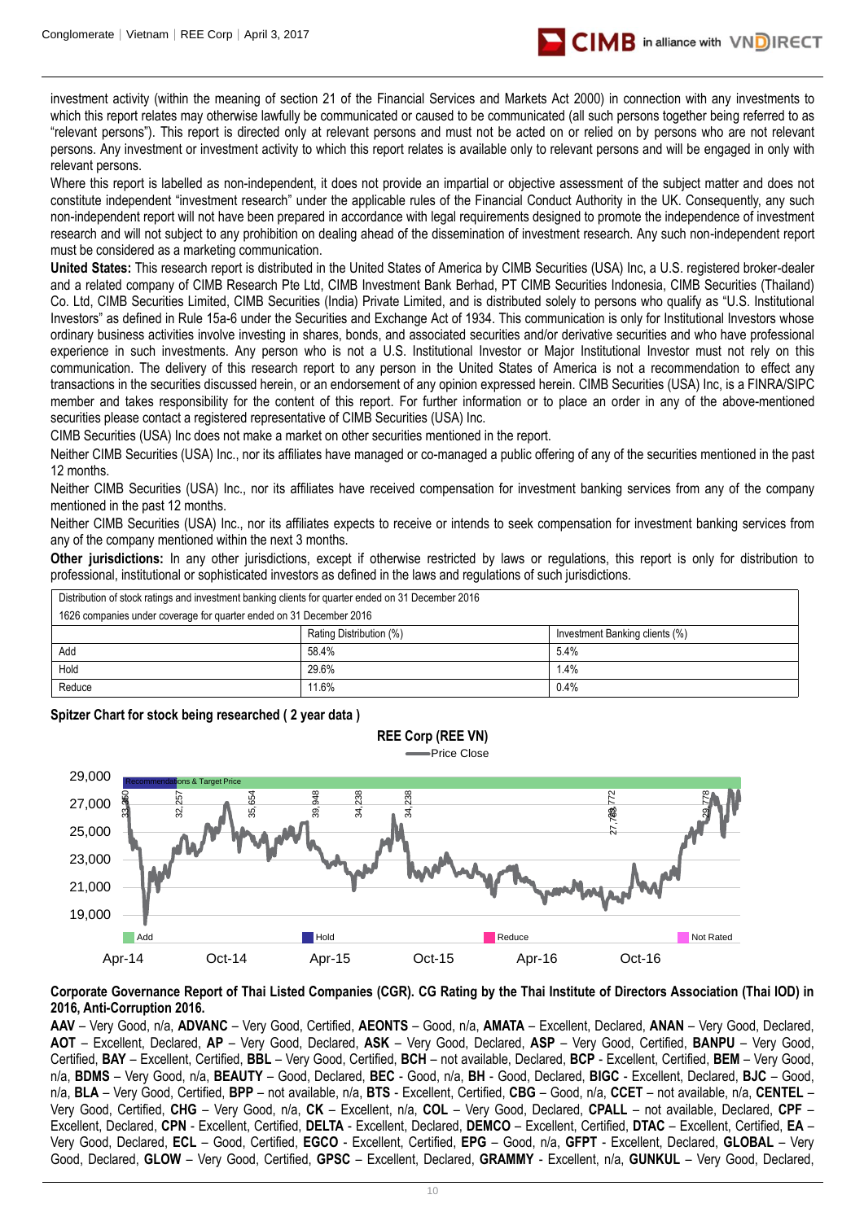investment activity (within the meaning of section 21 of the Financial Services and Markets Act 2000) in connection with any investments to which this report relates may otherwise lawfully be communicated or caused to be communicated (all such persons together being referred to as "relevant persons"). This report is directed only at relevant persons and must not be acted on or relied on by persons who are not relevant persons. Any investment or investment activity to which this report relates is available only to relevant persons and will be engaged in only with relevant persons.

Where this report is labelled as non-independent, it does not provide an impartial or objective assessment of the subject matter and does not constitute independent "investment research" under the applicable rules of the Financial Conduct Authority in the UK. Consequently, any such non-independent report will not have been prepared in accordance with legal requirements designed to promote the independence of investment research and will not subject to any prohibition on dealing ahead of the dissemination of investment research. Any such non-independent report must be considered as a marketing communication.

**United States:** This research report is distributed in the United States of America by CIMB Securities (USA) Inc, a U.S. registered broker-dealer and a related company of CIMB Research Pte Ltd, CIMB Investment Bank Berhad, PT CIMB Securities Indonesia, CIMB Securities (Thailand) Co. Ltd, CIMB Securities Limited, CIMB Securities (India) Private Limited, and is distributed solely to persons who qualify as "U.S. Institutional Investors" as defined in Rule 15a-6 under the Securities and Exchange Act of 1934. This communication is only for Institutional Investors whose ordinary business activities involve investing in shares, bonds, and associated securities and/or derivative securities and who have professional experience in such investments. Any person who is not a U.S. Institutional Investor or Major Institutional Investor must not rely on this communication. The delivery of this research report to any person in the United States of America is not a recommendation to effect any transactions in the securities discussed herein, or an endorsement of any opinion expressed herein. CIMB Securities (USA) Inc, is a FINRA/SIPC member and takes responsibility for the content of this report. For further information or to place an order in any of the above-mentioned securities please contact a registered representative of CIMB Securities (USA) Inc.

CIMB Securities (USA) Inc does not make a market on other securities mentioned in the report.

Neither CIMB Securities (USA) Inc., nor its affiliates have managed or co-managed a public offering of any of the securities mentioned in the past 12 months.

Neither CIMB Securities (USA) Inc., nor its affiliates have received compensation for investment banking services from any of the company mentioned in the past 12 months.

Neither CIMB Securities (USA) Inc., nor its affiliates expects to receive or intends to seek compensation for investment banking services from any of the company mentioned within the next 3 months.

**Other jurisdictions:** In any other jurisdictions, except if otherwise restricted by laws or regulations, this report is only for distribution to professional, institutional or sophisticated investors as defined in the laws and regulations of such jurisdictions.

| Distribution of stock ratings and investment banking clients for quarter ended on 31 December 2016 | | |
|---|---|---|
| 1626 companies under coverage for quarter ended on 31 December 2016 | | |
| | Rating Distribution (%) | Investment Banking clients (%) |
| Add | 58.4% | 5.4% |
| Hold | 29.6% | 1.4% |
| Reduce | 11.6% | 0.4% |

**Spitzer Chart for stock being researched ( 2 year data )**

**REE Corp (REE VN)**

**Corporate Governance Report of Thai Listed Companies (CGR). CG Rating by the Thai Institute of Directors Association (Thai IOD) in 2016, Anti-Corruption 2016.**

**AAV** – Very Good, n/a, **ADVANC** – Very Good, Certified, **AEONTS** – Good, n/a, **AMATA** – Excellent, Declared, **ANAN** – Very Good, Declared, **AOT** – Excellent, Declared, **AP** – Very Good, Declared, **ASK** – Very Good, Declared, **ASP** – Very Good, Certified, **BANPU** – Very Good, Certified, **BAY** – Excellent, Certified, **BBL** – Very Good, Certified, **BCH** – not available, Declared, **BCP** - Excellent, Certified, **BEM** – Very Good, n/a, **BDMS** – Very Good, n/a, **BEAUTY** – Good, Declared, **BEC** - Good, n/a, **BH** - Good, Declared, **BIGC** - Excellent, Declared, **BJC** – Good, n/a, **BLA** – Very Good, Certified, **BPP** – not available, n/a, **BTS** - Excellent, Certified, **CBG** – Good, n/a, **CCET** – not available, n/a, **CENTEL** – Very Good, Certified, **CHG** – Very Good, n/a, **CK** – Excellent, n/a, **COL** – Very Good, Declared, **CPALL** – not available, Declared, **CPF** – Excellent, Declared, **CPN** - Excellent, Certified, **DELTA** - Excellent, Declared, **DEMCO** – Excellent, Certified, **DTAC** – Excellent, Certified, **EA** – Very Good, Declared, **ECL** – Good, Certified, **EGCO** - Excellent, Certified, **EPG** – Good, n/a, **GFPT** - Excellent, Declared, **GLOBAL** – Very Good, Declared, **GLOW** – Very Good, Certified, **GPSC** – Excellent, Declared, **GRAMMY** - Excellent, n/a, **GUNKUL** – Very Good, Declared,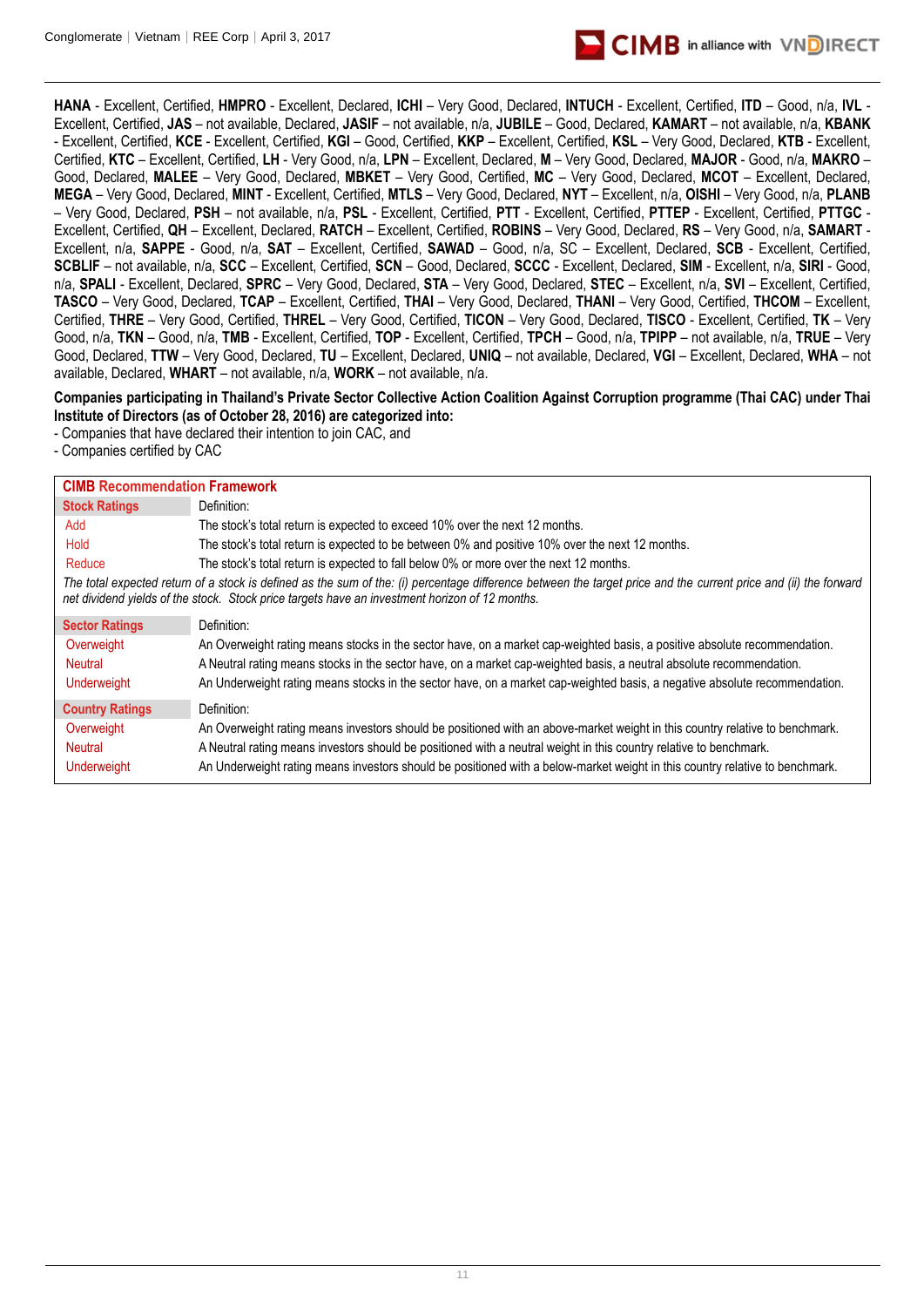**HANA** - Excellent, Certified, **HMPRO** - Excellent, Declared, **ICHI** – Very Good, Declared, **INTUCH** - Excellent, Certified, **ITD** – Good, n/a, **IVL** - Excellent, Certified, **JAS** – not available, Declared, **JASIF** – not available, n/a, **JUBILE** – Good, Declared, **KAMART** – not available, n/a, **KBANK** - Excellent, Certified, **KCE** - Excellent, Certified, **KGI** – Good, Certified, **KKP** – Excellent, Certified, **KSL** – Very Good, Declared, **KTB** - Excellent, Certified, **KTC** – Excellent, Certified, **LH** - Very Good, n/a, **LPN** – Excellent, Declared, **M** – Very Good, Declared, **MAJOR** - Good, n/a, **MAKRO** – Good, Declared, **MALEE** – Very Good, Declared, **MBKET** – Very Good, Certified, **MC** – Very Good, Declared, **MCOT** – Excellent, Declared, **MEGA** – Very Good, Declared, **MINT** - Excellent, Certified, **MTLS** – Very Good, Declared, **NYT** – Excellent, n/a, **OISHI** – Very Good, n/a, **PLANB** – Very Good, Declared, **PSH** – not available, n/a, **PSL** - Excellent, Certified, **PTT** - Excellent, Certified, **PTTEP** - Excellent, Certified, **PTTGC** - Excellent, Certified, **QH** – Excellent, Declared, **RATCH** – Excellent, Certified, **ROBINS** – Very Good, Declared, **RS** – Very Good, n/a, **SAMART** - Excellent, n/a, **SAPPE** - Good, n/a, **SAT** – Excellent, Certified, **SAWAD** – Good, n/a, SC – Excellent, Declared, **SCB** - Excellent, Certified, **SCBLIF** – not available, n/a, **SCC** – Excellent, Certified, **SCN** – Good, Declared, **SCCC** - Excellent, Declared, **SIM** - Excellent, n/a, **SIRI** - Good, n/a, **SPALI** - Excellent, Declared, **SPRC** – Very Good, Declared, **STA** – Very Good, Declared, **STEC** – Excellent, n/a, **SVI** – Excellent, Certified, **TASCO** – Very Good, Declared, **TCAP** – Excellent, Certified, **THAI** – Very Good, Declared, **THANI** – Very Good, Certified, **THCOM** – Excellent, Certified, **THRE** – Very Good, Certified, **THREL** – Very Good, Certified, **TICON** – Very Good, Declared, **TISCO** - Excellent, Certified, **TK** – Very Good, n/a, **TKN** – Good, n/a, **TMB** - Excellent, Certified, **TOP** - Excellent, Certified, **TPCH** – Good, n/a, **TPIPP** – not available, n/a, **TRUE** – Very Good, Declared, **TTW** – Very Good, Declared, **TU** – Excellent, Declared, **UNIQ** – not available, Declared, **VGI** – Excellent, Declared, **WHA** – not available, Declared, **WHART** – not available, n/a, **WORK** – not available, n/a.

**Companies participating in Thailand's Private Sector Collective Action Coalition Against Corruption programme (Thai CAC) under Thai Institute of Directors (as of October 28, 2016) are categorized into:**

- Companies that have declared their intention to join CAC, and
- Companies certified by CAC

**CIMB Recommendation Framework**

| **Stock Ratings** | Definition: |
|---|---|
| Add | The stock's total return is expected to exceed 10% over the next 12 months. |
| Hold | The stock's total return is expected to be between 0% and positive 10% over the next 12 months. |
| Reduce | The stock's total return is expected to fall below 0% or more over the next 12 months. |

*The total expected return of a stock is defined as the sum of the: (i) percentage difference between the target price and the current price and (ii) the forward net dividend yields of the stock. Stock price targets have an investment horizon of 12 months.*

| **Sector Ratings** | Definition: |
|---|---|
| Overweight | An Overweight rating means stocks in the sector have, on a market cap-weighted basis, a positive absolute recommendation. |
| Neutral | A Neutral rating means stocks in the sector have, on a market cap-weighted basis, a neutral absolute recommendation. |
| Underweight | An Underweight rating means stocks in the sector have, on a market cap-weighted basis, a negative absolute recommendation. |

| **Country Ratings** | Definition: |
|---|---|
| Overweight | An Overweight rating means investors should be positioned with an above-market weight in this country relative to benchmark. |
| Neutral | A Neutral rating means investors should be positioned with a neutral weight in this country relative to benchmark. |
| Underweight | An Underweight rating means investors should be positioned with a below-market weight in this country relative to benchmark. |